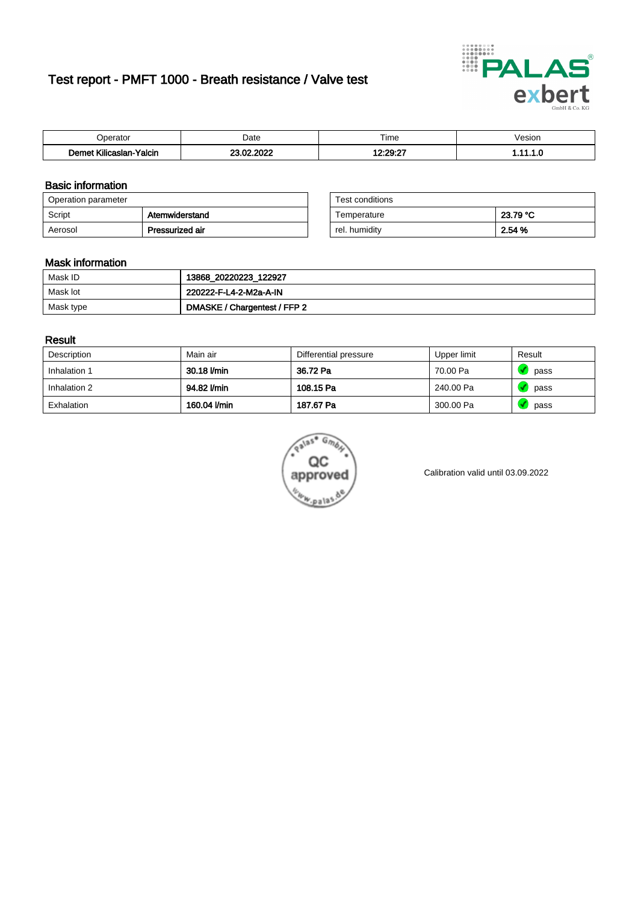# Test report - PMFT 1000 - Breath resistance / Valve test

| Operator | Date | Time | Vesion |
|---|---|---|---|
| **Demet Kilicaslan-Yalcin** | **23.02.2022** | **12:29:27** | **1.11.1.0** |

## Basic information

| Operation parameter | |
|---|---|
| Script | **Atemwiderstand** |
| Aerosol | **Pressurized air** |

| Test conditions | |
|---|---|
| Temperature | **23.79 °C** |
| rel. humidity | **2.54 %** |

## Mask information

| Mask ID | **13868_20220223_122927** |
|---|---|
| Mask lot | **220222-F-L4-2-M2a-A-IN** |
| Mask type | **DMASKE / Chargentest / FFP 2** |

## Result

| Description | Main air | Differential pressure | Upper limit | Result |
|---|---|---|---|---|
| Inhalation 1 | **30.18 l/min** | **36.72 Pa** | 70.00 Pa | pass |
| Inhalation 2 | **94.82 l/min** | **108.15 Pa** | 240.00 Pa | pass |
| Exhalation | **160.04 l/min** | **187.67 Pa** | 300.00 Pa | pass |

Calibration valid until 03.09.2022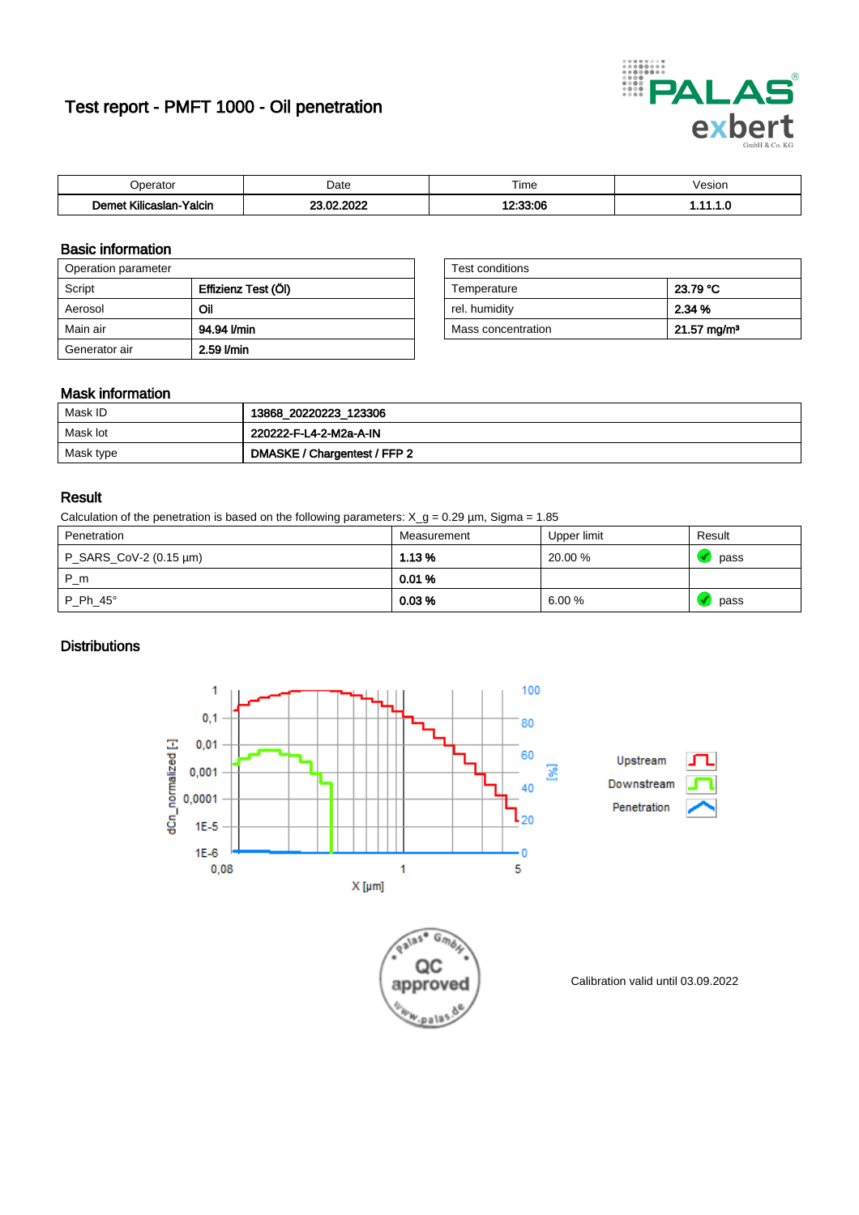# Test report - PMFT 1000 - Oil penetration

PALAS exbert GmbH & Co. KG

| Operator | Date | Time | Vesion |
|---|---|---|---|
| **Demet Kilicaslan-Yalcin** | **23.02.2022** | **12:33:06** | **1.11.1.0** |

## Basic information

| Operation parameter | |
|---|---|
| Script | **Effizienz Test (Öl)** |
| Aerosol | **Oil** |
| Main air | **94.94 l/min** |
| Generator air | **2.59 l/min** |

| Test conditions | |
|---|---|
| Temperature | **23.79 °C** |
| rel. humidity | **2.34 %** |
| Mass concentration | **21.57 mg/m³** |

## Mask information

| | |
|---|---|
| Mask ID | **13868_20220223_123306** |
| Mask lot | **220222-F-L4-2-M2a-A-IN** |
| Mask type | **DMASKE / Chargentest / FFP 2** |

## Result

Calculation of the penetration is based on the following parameters: X_g = 0.29 µm, Sigma = 1.85

| Penetration | Measurement | Upper limit | Result |
|---|---|---|---|
| P_SARS_CoV-2 (0.15 µm) | **1.13 %** | 20.00 % | pass |
| P_m | **0.01 %** | | |
| P_Ph_45° | **0.03 %** | 6.00 % | pass |

## Distributions

dCn_normalized [-]
1
0,1
0,01
0,001
0,0001
1E-5
1E-6
0,08
1
5
X [µm]
[%]
100
80
60
40
20
0
Upstream
Downstream
Penetration

QC approved
Palas® GmbH
www.palas.de

Calibration valid until 03.09.2022